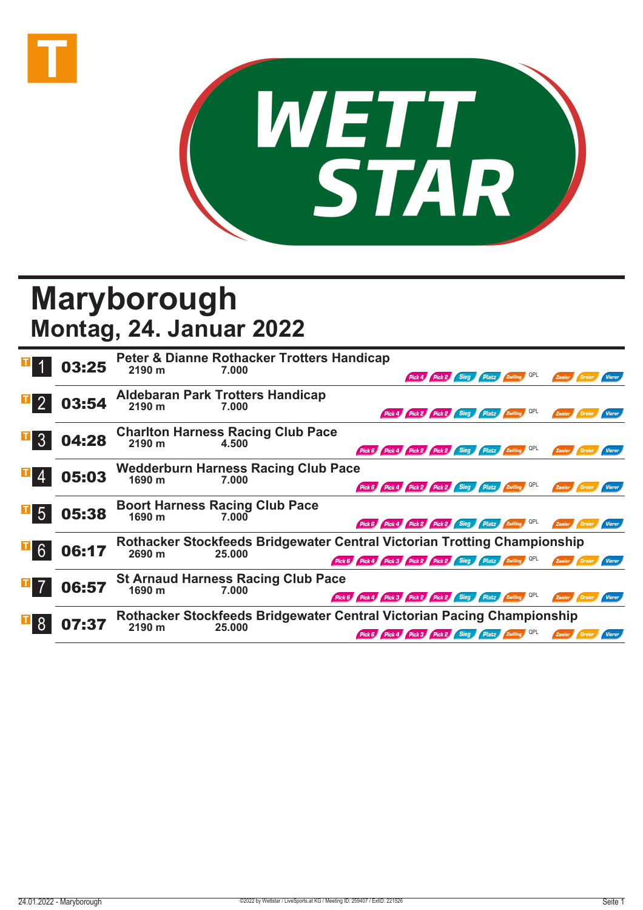# Maryborough

## Montag, 24. Januar 2022

| Rennen | Zeit | Rennen / Distanz / Preisgeld | Wetten |
|---|---|---|---|
| 1 | 03:25 | **Peter & Dianne Rothacker Trotters Handicap** 2190 m 7.000 | Pick 4, Pick 2, Sieg, Platz, Zwilling, QPL, Zweier, Dreier, Vierer |
| 2 | 03:54 | **Aldebaran Park Trotters Handicap** 2190 m 7.000 | Pick 4, Pick 2, Pick 2, Sieg, Platz, Zwilling, QPL, Zweier, Dreier, Vierer |
| 3 | 04:28 | **Charlton Harness Racing Club Pace** 2190 m 4.500 | Pick 6, Pick 4, Pick 2, Pick 2, Sieg, Platz, Zwilling, QPL, Zweier, Dreier, Vierer |
| 4 | 05:03 | **Wedderburn Harness Racing Club Pace** 1690 m 7.000 | Pick 6, Pick 4, Pick 2, Pick 2, Sieg, Platz, Zwilling, QPL, Zweier, Dreier, Vierer |
| 5 | 05:38 | **Boort Harness Racing Club Pace** 1690 m 7.000 | Pick 6, Pick 4, Pick 2, Pick 2, Sieg, Platz, Zwilling, QPL, Zweier, Dreier, Vierer |
| 6 | 06:17 | **Rothacker Stockfeeds Bridgewater Central Victorian Trotting Championship** 2690 m 25.000 | Pick 6, Pick 4, Pick 3, Pick 2, Pick 2, Sieg, Platz, Zwilling, QPL, Zweier, Dreier, Vierer |
| 7 | 06:57 | **St Arnaud Harness Racing Club Pace** 1690 m 7.000 | Pick 6, Pick 4, Pick 3, Pick 2, Pick 2, Sieg, Platz, Zwilling, QPL, Zweier, Dreier, Vierer |
| 8 | 07:37 | **Rothacker Stockfeeds Bridgewater Central Victorian Pacing Championship** 2190 m 25.000 | Pick 6, Pick 4, Pick 3, Pick 2, Sieg, Platz, Zwilling, QPL, Zweier, Dreier, Vierer |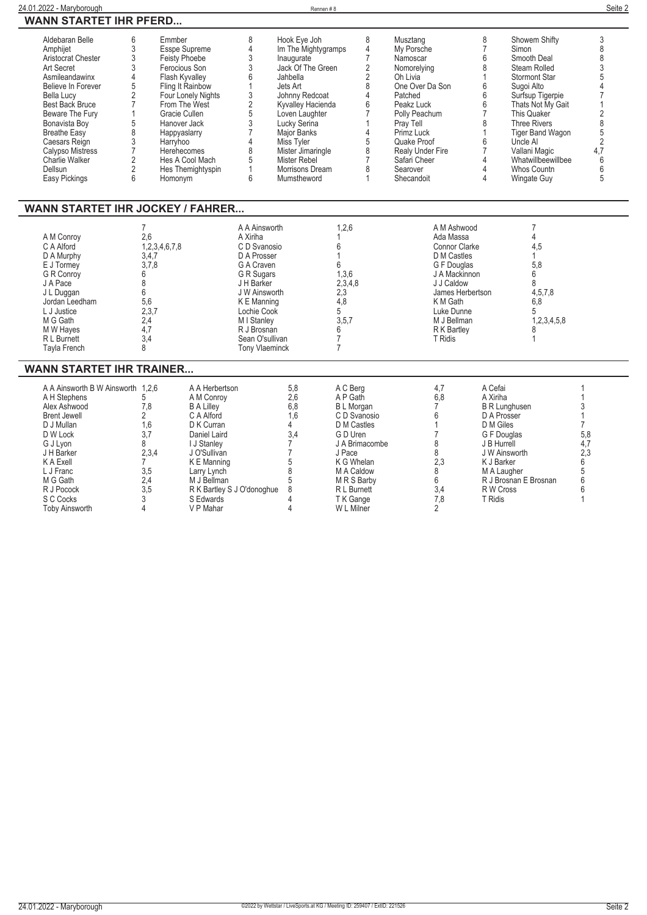## WANN STARTET IHR PFERD...

| Pferd | Rennen | Pferd | Rennen | Pferd | Rennen | Pferd | Rennen | Pferd | Rennen |
|---|---|---|---|---|---|---|---|---|---|
| Aldebaran Belle | 6 | Emmber | 8 | Hook Eye Joh | 8 | Musztang | 8 | Showem Shifty | 3 |
| Amphijet | 3 | Esspe Supreme | 4 | Im The Mightygramps | 4 | My Porsche | 7 | Simon | 8 |
| Aristocrat Chester | 3 | Feisty Phoebe | 3 | Inaugurate | 7 | Namoscar | 6 | Smooth Deal | 8 |
| Art Secret | 3 | Ferocious Son | 3 | Jack Of The Green | 2 | Nomorelying | 8 | Steam Rolled | 3 |
| Asmileandawinx | 4 | Flash Kyvalley | 6 | Jahbella | 2 | Oh Livia | 1 | Stormont Star | 5 |
| Believe In Forever | 5 | Fling It Rainbow | 1 | Jets Art | 8 | One Over Da Son | 6 | Sugoi Alto | 4 |
| Bella Lucy | 2 | Four Lonely Nights | 3 | Johnny Redcoat | 4 | Patched | 6 | Surfsup Tigerpie | 7 |
| Best Back Bruce | 7 | From The West | 2 | Kyvalley Hacienda | 6 | Peakz Luck | 6 | Thats Not My Gait | 1 |
| Beware The Fury | 1 | Gracie Cullen | 5 | Loven Laughter | 7 | Polly Peachum | 7 | This Quaker | 2 |
| Bonavista Boy | 5 | Hanover Jack | 3 | Lucky Serina | 1 | Pray Tell | 8 | Three Rivers | 8 |
| Breathe Easy | 8 | Happyaslarry | 7 | Major Banks | 4 | Primz Luck | 1 | Tiger Band Wagon | 5 |
| Caesars Reign | 3 | Harryhoo | 4 | Miss Tyler | 5 | Quake Proof | 6 | Uncle Al | 2 |
| Calypso Mistress | 7 | Herehecomes | 8 | Mister Jimaringle | 8 | Realy Under Fire | 7 | Vallani Magic | 4,7 |
| Charlie Walker | 2 | Hes A Cool Mach | 5 | Mister Rebel | 7 | Safari Cheer | 4 | Whatwillbeewillbee | 6 |
| Dellsun | 2 | Hes Themightyspin | 1 | Morrisons Dream | 8 | Searover | 4 | Whos Countn | 6 |
| Easy Pickings | 6 | Homonym | 6 | Mumstheword | 1 | Shecandoit | 4 | Wingate Guy | 5 |

## WANN STARTET IHR JOCKEY / FAHRER...

| Jockey / Fahrer | Rennen | Jockey / Fahrer | Rennen | Jockey / Fahrer | Rennen |
|---|---|---|---|---|---|
| | 7 | A A Ainsworth | 1,2,6 | A M Ashwood | 7 |
| A M Conroy | 2,6 | A Xiriha | 1 | Ada Massa | 4 |
| C A Alford | 1,2,3,4,6,7,8 | C D Svanosio | 6 | Connor Clarke | 4,5 |
| D A Murphy | 3,4,7 | D A Prosser | 1 | D M Castles | 1 |
| E J Tormey | 3,7,8 | G A Craven | 6 | G F Douglas | 5,8 |
| G R Conroy | 6 | G R Sugars | 1,3,6 | J A Mackinnon | 6 |
| J A Pace | 8 | J H Barker | 2,3,4,8 | J J Caldow | 8 |
| J L Duggan | 6 | J W Ainsworth | 2,3 | James Herbertson | 4,5,7,8 |
| Jordan Leedham | 5,6 | K E Manning | 4,8 | K M Gath | 6,8 |
| L J Justice | 2,3,7 | Lochie Cook | 5 | Luke Dunne | 5 |
| M G Gath | 2,4 | M I Stanley | 3,5,7 | M J Bellman | 1,2,3,4,5,8 |
| M W Hayes | 4,7 | R J Brosnan | 6 | R K Bartley | 8 |
| R L Burnett | 3,4 | Sean O'sullivan | 7 | T Ridis | 1 |
| Tayla French | 8 | Tony Vlaeminck | 7 | | |

## WANN STARTET IHR TRAINER...

| Trainer | Rennen | Trainer | Rennen | Trainer | Rennen | Trainer | Rennen |
|---|---|---|---|---|---|---|---|
| A A Ainsworth B W Ainsworth | 1,2,6 | A A Herbertson | 5,8 | A C Berg | 4,7 | A Cefai | 1 |
| A H Stephens | 5 | A M Conroy | 2,6 | A P Gath | 6,8 | A Xiriha | 1 |
| Alex Ashwood | 7,8 | B A Lilley | 6,8 | B L Morgan | 7 | B R Lunghusen | 3 |
| Brent Jewell | 2 | C A Alford | 1,6 | C D Svanosio | 6 | D A Prosser | 1 |
| D J Mullan | 1,6 | D K Curran | 4 | D M Castles | 1 | D M Giles | 7 |
| D W Lock | 3,7 | Daniel Laird | 3,4 | G D Uren | 7 | G F Douglas | 5,8 |
| G J Lyon | 8 | I J Stanley | 7 | J A Brimacombe | 8 | J B Hurrell | 4,7 |
| J H Barker | 2,3,4 | J O'Sullivan | 7 | J Pace | 8 | J W Ainsworth | 2,3 |
| K A Exell | 7 | K E Manning | 5 | K G Whelan | 2,3 | K J Barker | 6 |
| L J Franc | 3,5 | Larry Lynch | 8 | M A Caldow | 8 | M A Laugher | 5 |
| M G Gath | 2,4 | M J Bellman | 5 | M R S Barby | 6 | R J Brosnan E Brosnan | 6 |
| R J Pocock | 3,5 | R K Bartley S J O'donoghue | 8 | R L Burnett | 3,4 | R W Cross | 6 |
| S C Cocks | 3 | S Edwards | 4 | T K Gange | 7,8 | T Ridis | 1 |
| Toby Ainsworth | 4 | V P Mahar | 4 | W L Milner | 2 | | |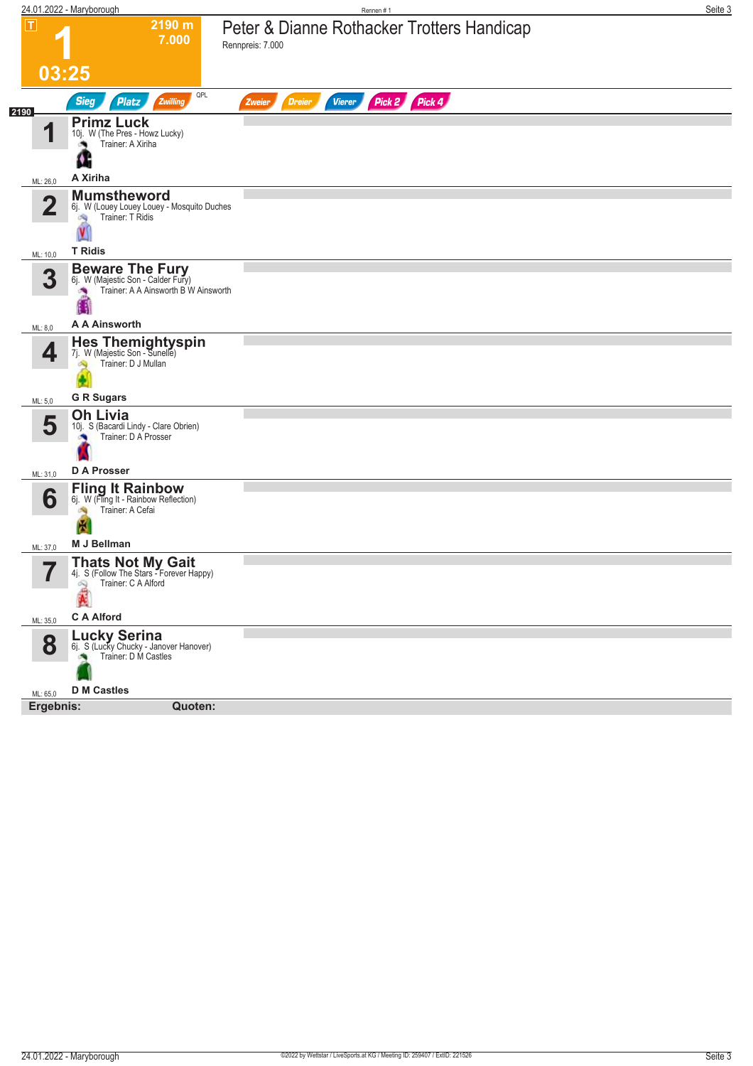# 1

**T** · 2190 m · 7.000 · 03:25

## Peter & Dianne Rothacker Trotters Handicap

Rennpreis: 7.000

Sieg · Platz · Zwilling · QPL · Zweier · Dreier · Vierer · Pick 2 · Pick 4

**2190**

| Nr. | Pferd | Details | Trainer | Fahrer | ML |
|---|---|---|---|---|---|
| 1 | **Primz Luck** | 10j. W (The Pres - Howz Lucky) | A Xiriha | A Xiriha | 26,0 |
| 2 | **Mumstheword** | 6j. W (Louey Louey Louey - Mosquito Duches | T Ridis | T Ridis | 10,0 |
| 3 | **Beware The Fury** | 6j. W (Majestic Son - Calder Fury) | A A Ainsworth B W Ainsworth | A A Ainsworth | 8,0 |
| 4 | **Hes Themightyspin** | 7j. W (Majestic Son - Sunelle) | D J Mullan | G R Sugars | 5,0 |
| 5 | **Oh Livia** | 10j. S (Bacardi Lindy - Clare Obrien) | D A Prosser | D A Prosser | 31,0 |
| 6 | **Fling It Rainbow** | 6j. W (Fling It - Rainbow Reflection) | A Cefai | M J Bellman | 37,0 |
| 7 | **Thats Not My Gait** | 4j. S (Follow The Stars - Forever Happy) | C A Alford | C A Alford | 35,0 |
| 8 | **Lucky Serina** | 6j. S (Lucky Chucky - Janover Hanover) | D M Castles | D M Castles | 65,0 |

**Ergebnis:** **Quoten:**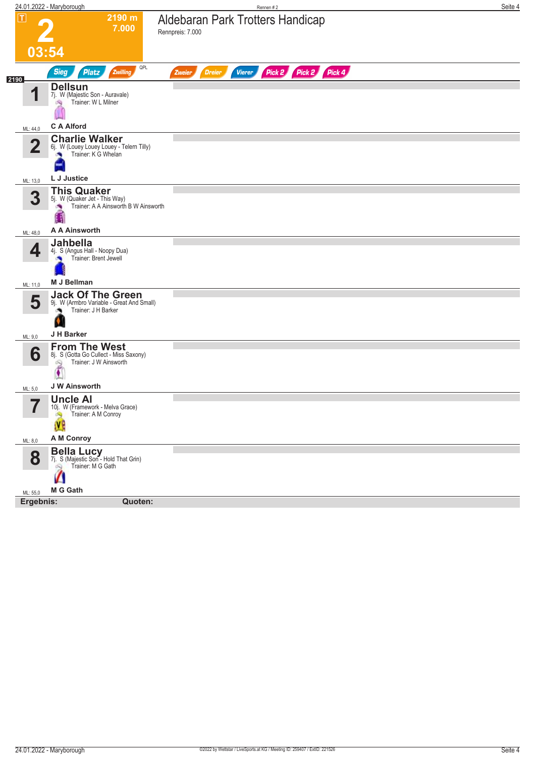# 2

2190 m
7.000

03:54

## Aldebaran Park Trotters Handicap

Rennpreis: 7.000

Sieg | Platz | Zwilling | QPL | Zweier | Dreier | Vierer | Pick 2 | Pick 2 | Pick 4

2190

**1 Dellsun**
7j. W (Majestic Son - Auravale)
Trainer: W L Milner
ML: 44,0
**C A Alford**

**2 Charlie Walker**
6j. W (Louey Louey Louey - Telern Tilly)
Trainer: K G Whelan
ML: 13,0
**L J Justice**

**3 This Quaker**
5j. W (Quaker Jet - This Way)
Trainer: A A Ainsworth B W Ainsworth
ML: 48,0
**A A Ainsworth**

**4 Jahbella**
4j. S (Angus Hall - Noopy Dua)
Trainer: Brent Jewell
ML: 11,0
**M J Bellman**

**5 Jack Of The Green**
9j. W (Armbro Variable - Great And Small)
Trainer: J H Barker
ML: 9,0
**J H Barker**

**6 From The West**
8j. S (Gotta Go Cullect - Miss Saxony)
Trainer: J W Ainsworth
ML: 5,0
**J W Ainsworth**

**7 Uncle Al**
10j. W (Framework - Melva Grace)
Trainer: A M Conroy
ML: 8,0
**A M Conroy**

**8 Bella Lucy**
7j. S (Majestic Son - Hold That Grin)
Trainer: M G Gath
ML: 55,0
**M G Gath**

**Ergebnis:** **Quoten:**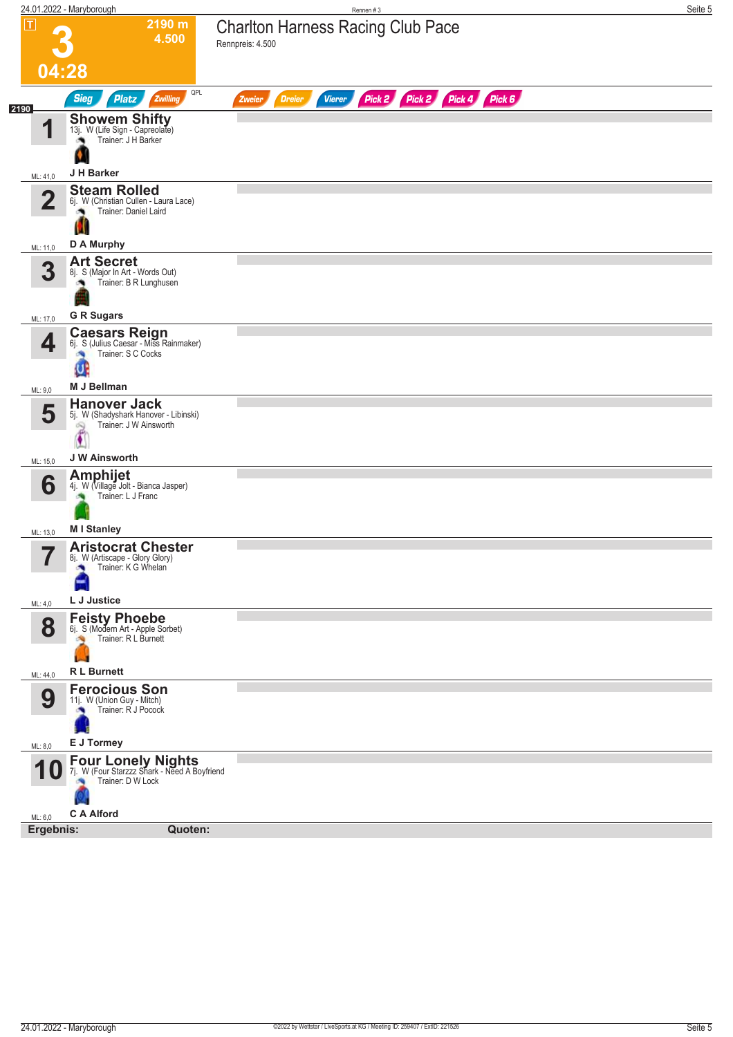# 3 — Charlton Harness Racing Club Pace

**2190 m** — 4.500

Rennpreis: 4.500

**04:28**

Sieg | Platz | Zwilling | QPL | Zweier | Dreier | Vierer | Pick 2 | Pick 2 | Pick 4 | Pick 6

**2190**

| Nr. | Pferd | Details | Trainer | Fahrer | ML |
|---|---|---|---|---|---|
| 1 | **Showem Shifty** | 13j. W (Life Sign - Capreolate) | J H Barker | J H Barker | 41,0 |
| 2 | **Steam Rolled** | 6j. W (Christian Cullen - Laura Lace) | Daniel Laird | D A Murphy | 11,0 |
| 3 | **Art Secret** | 8j. S (Major In Art - Words Out) | B R Lunghusen | G R Sugars | 17,0 |
| 4 | **Caesars Reign** | 6j. S (Julius Caesar - Miss Rainmaker) | S C Cocks | M J Bellman | 9,0 |
| 5 | **Hanover Jack** | 5j. W (Shadyshark Hanover - Libinski) | J W Ainsworth | J W Ainsworth | 15,0 |
| 6 | **Amphijet** | 4j. W (Village Jolt - Bianca Jasper) | L J Franc | M I Stanley | 13,0 |
| 7 | **Aristocrat Chester** | 8j. W (Artiscape - Glory Glory) | K G Whelan | L J Justice | 4,0 |
| 8 | **Feisty Phoebe** | 6j. S (Modern Art - Apple Sorbet) | R L Burnett | R L Burnett | 44,0 |
| 9 | **Ferocious Son** | 11j. W (Union Guy - Mitch) | R J Pocock | E J Tormey | 8,0 |
| 10 | **Four Lonely Nights** | 7j. W (Four Starzzz Shark - Need A Boyfriend | D W Lock | C A Alford | 6,0 |

**Ergebnis:** | **Quoten:**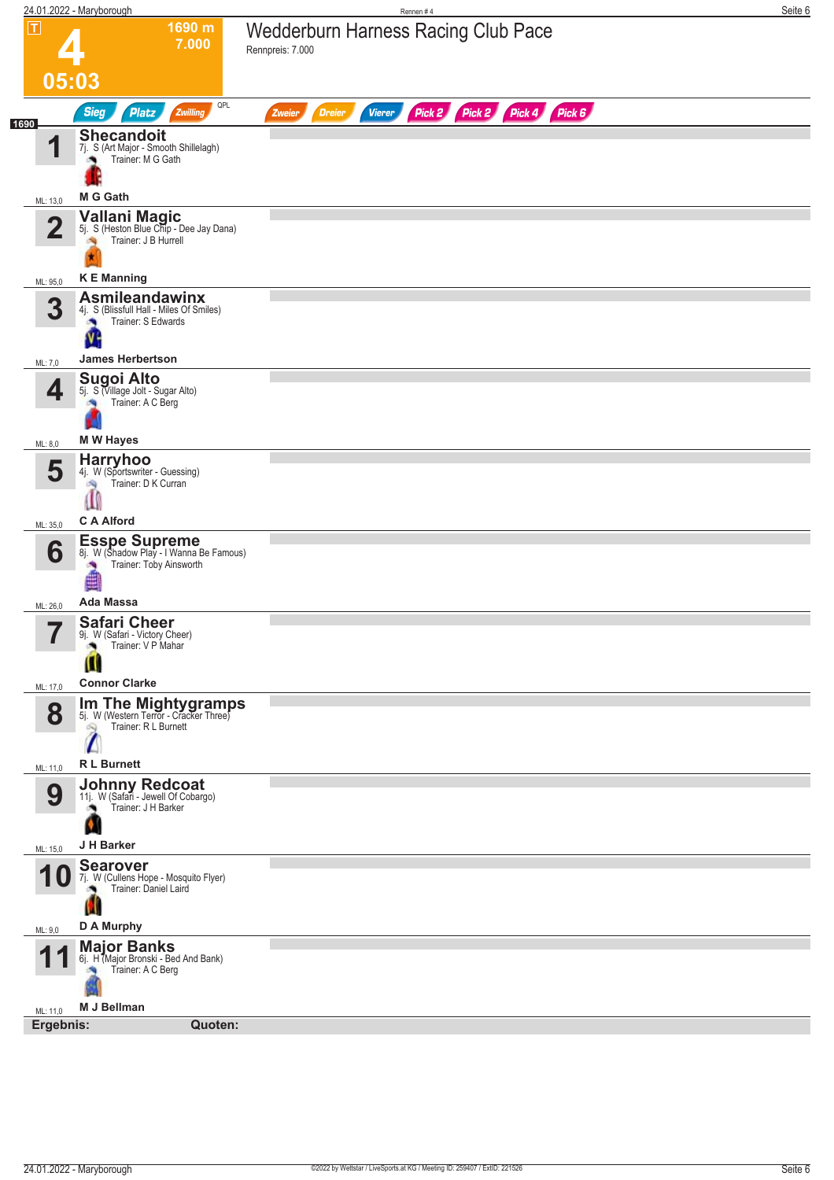T

**4**

**1690 m**
**7.000**

**05:03**

# Wedderburn Harness Racing Club Pace

Rennpreis: 7.000

Sieg | Platz | Zwilling | QPL | Zweier | Dreier | Vierer | Pick 2 | Pick 2 | Pick 4 | Pick 6

1690

| Nr. | Pferd | Details | Trainer | Fahrer | ML |
|---|---|---|---|---|---|
| 1 | **Shecandoit** | 7j. S (Art Major - Smooth Shillelagh) | M G Gath | **M G Gath** | 13,0 |
| 2 | **Vallani Magic** | 5j. S (Heston Blue Chip - Dee Jay Dana) | J B Hurrell | **K E Manning** | 95,0 |
| 3 | **Asmileandawinx** | 4j. S (Blissfull Hall - Miles Of Smiles) | S Edwards | **James Herbertson** | 7,0 |
| 4 | **Sugoi Alto** | 5j. S (Village Jolt - Sugar Alto) | A C Berg | **M W Hayes** | 8,0 |
| 5 | **Harryhoo** | 4j. W (Sportswriter - Guessing) | D K Curran | **C A Alford** | 35,0 |
| 6 | **Esspe Supreme** | 8j. W (Shadow Play - I Wanna Be Famous) | Toby Ainsworth | **Ada Massa** | 26,0 |
| 7 | **Safari Cheer** | 9j. W (Safari - Victory Cheer) | V P Mahar | **Connor Clarke** | 17,0 |
| 8 | **Im The Mightygramps** | 5j. W (Western Terror - Cracker Three) | R L Burnett | **R L Burnett** | 11,0 |
| 9 | **Johnny Redcoat** | 11j. W (Safari - Jewell Of Cobargo) | J H Barker | **J H Barker** | 15,0 |
| 10 | **Searover** | 7j. W (Cullens Hope - Mosquito Flyer) | Daniel Laird | **D A Murphy** | 9,0 |
| 11 | **Major Banks** | 6j. H (Major Bronski - Bed And Bank) | A C Berg | **M J Bellman** | 11,0 |

**Ergebnis:** **Quoten:**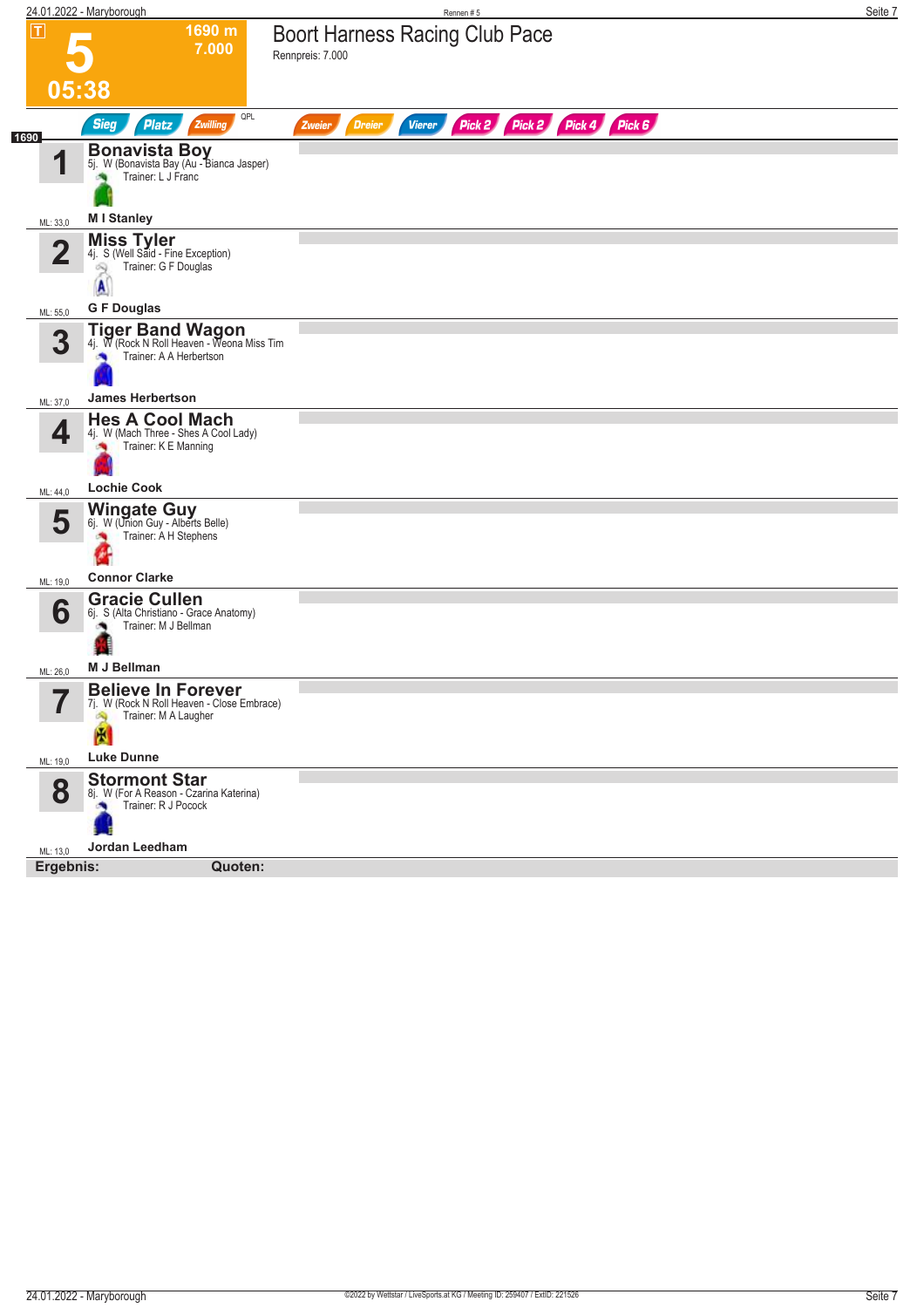# 5

**1690 m**
**7.000**

**05:38**

## Boort Harness Racing Club Pace

Rennpreis: 7.000

Sieg | Platz | Zwilling | QPL | Zweier | Dreier | Vierer | Pick 2 | Pick 2 | Pick 4 | Pick 6

1690

| Nr. | Pferd | ML |
|---|---|---|
| 1 | **Bonavista Boy** 5j. W (Bonavista Bay (Au - Bianca Jasper) Trainer: L J Franc — **M I Stanley** | ML: 33,0 |
| 2 | **Miss Tyler** 4j. S (Well Said - Fine Exception) Trainer: G F Douglas — **G F Douglas** | ML: 55,0 |
| 3 | **Tiger Band Wagon** 4j. W (Rock N Roll Heaven - Weona Miss Tim Trainer: A A Herbertson — **James Herbertson** | ML: 37,0 |
| 4 | **Hes A Cool Mach** 4j. W (Mach Three - Shes A Cool Lady) Trainer: K E Manning — **Lochie Cook** | ML: 44,0 |
| 5 | **Wingate Guy** 6j. W (Union Guy - Alberts Belle) Trainer: A H Stephens — **Connor Clarke** | ML: 19,0 |
| 6 | **Gracie Cullen** 6j. S (Alta Christiano - Grace Anatomy) Trainer: M J Bellman — **M J Bellman** | ML: 26,0 |
| 7 | **Believe In Forever** 7j. W (Rock N Roll Heaven - Close Embrace) Trainer: M A Laugher — **Luke Dunne** | ML: 19,0 |
| 8 | **Stormont Star** 8j. W (For A Reason - Czarina Katerina) Trainer: R J Pocock — **Jordan Leedham** | ML: 13,0 |

**Ergebnis:** **Quoten:**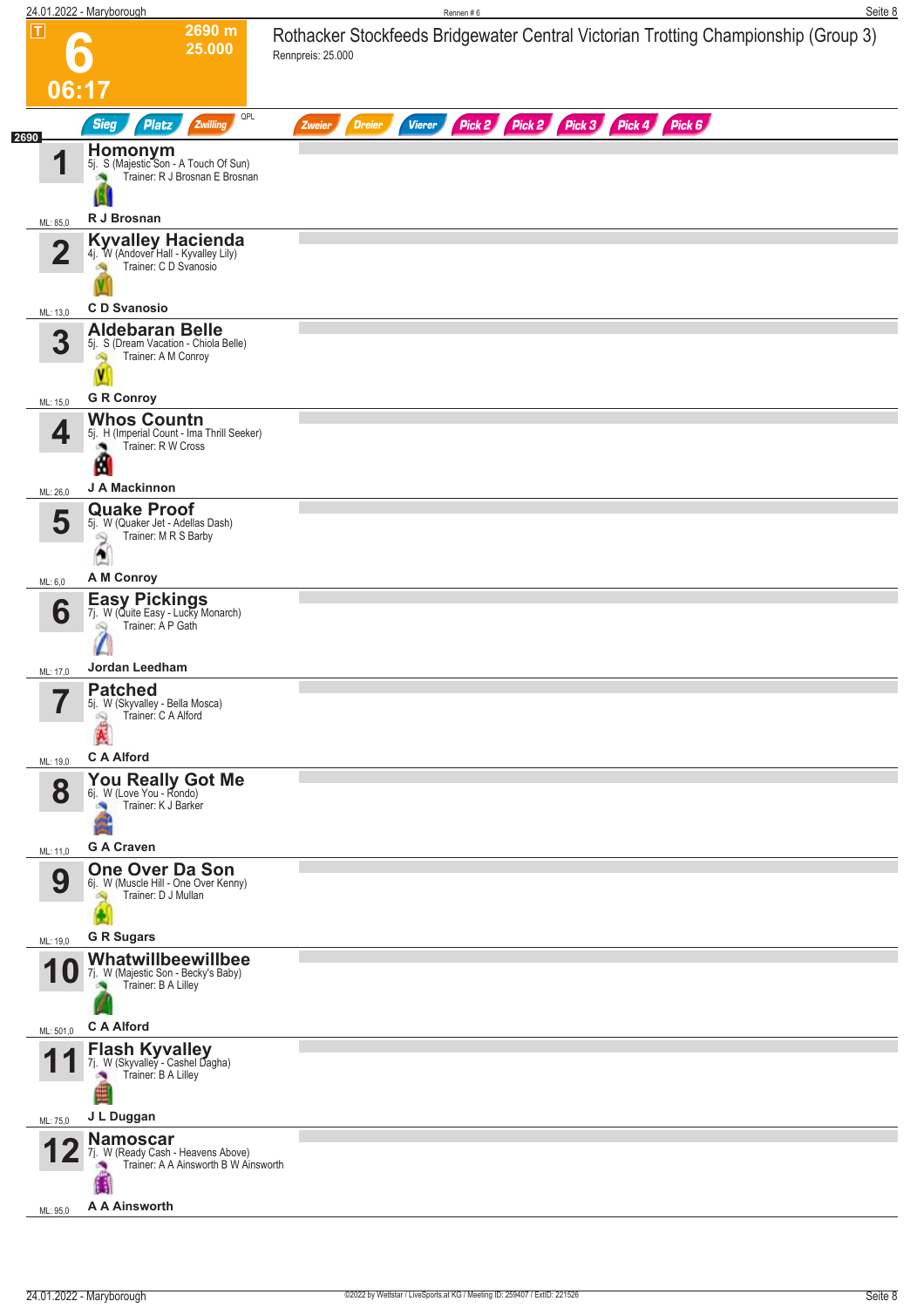# 6 — Rothacker Stockfeeds Bridgewater Central Victorian Trotting Championship (Group 3)

T | 2690 m | 25.000 | 06:17

Rennpreis: 25.000

Sieg | Platz | Zwilling | QPL | Zweier | Dreier | Vierer | Pick 2 | Pick 2 | Pick 3 | Pick 4 | Pick 6

**2690**

| Nr. | Pferd | Info | Trainer | Fahrer | ML |
|---|---|---|---|---|---|
| 1 | **Homonym** | 5j. S (Majestic Son - A Touch Of Sun) | Trainer: R J Brosnan E Brosnan | R J Brosnan | ML: 85,0 |
| 2 | **Kyvalley Hacienda** | 4j. W (Andover Hall - Kyvalley Lily) | Trainer: C D Svanosio | C D Svanosio | ML: 13,0 |
| 3 | **Aldebaran Belle** | 5j. S (Dream Vacation - Chiola Belle) | Trainer: A M Conroy | G R Conroy | ML: 15,0 |
| 4 | **Whos Countn** | 5j. H (Imperial Count - Ima Thrill Seeker) | Trainer: R W Cross | J A Mackinnon | ML: 26,0 |
| 5 | **Quake Proof** | 5j. W (Quaker Jet - Adellas Dash) | Trainer: M R S Barby | A M Conroy | ML: 6,0 |
| 6 | **Easy Pickings** | 7j. W (Quite Easy - Lucky Monarch) | Trainer: A P Gath | Jordan Leedham | ML: 17,0 |
| 7 | **Patched** | 5j. W (Skyvalley - Bella Mosca) | Trainer: C A Alford | C A Alford | ML: 19,0 |
| 8 | **You Really Got Me** | 6j. W (Love You - Rondo) | Trainer: K J Barker | G A Craven | ML: 11,0 |
| 9 | **One Over Da Son** | 6j. W (Muscle Hill - One Over Kenny) | Trainer: D J Mullan | G R Sugars | ML: 19,0 |
| 10 | **Whatwillbeewillbee** | 7j. W (Majestic Son - Becky's Baby) | Trainer: B A Lilley | C A Alford | ML: 501,0 |
| 11 | **Flash Kyvalley** | 7j. W (Skyvalley - Cashel Dagha) | Trainer: B A Lilley | J L Duggan | ML: 75,0 |
| 12 | **Namoscar** | 7j. W (Ready Cash - Heavens Above) | Trainer: A A Ainsworth B W Ainsworth | A A Ainsworth | ML: 95,0 |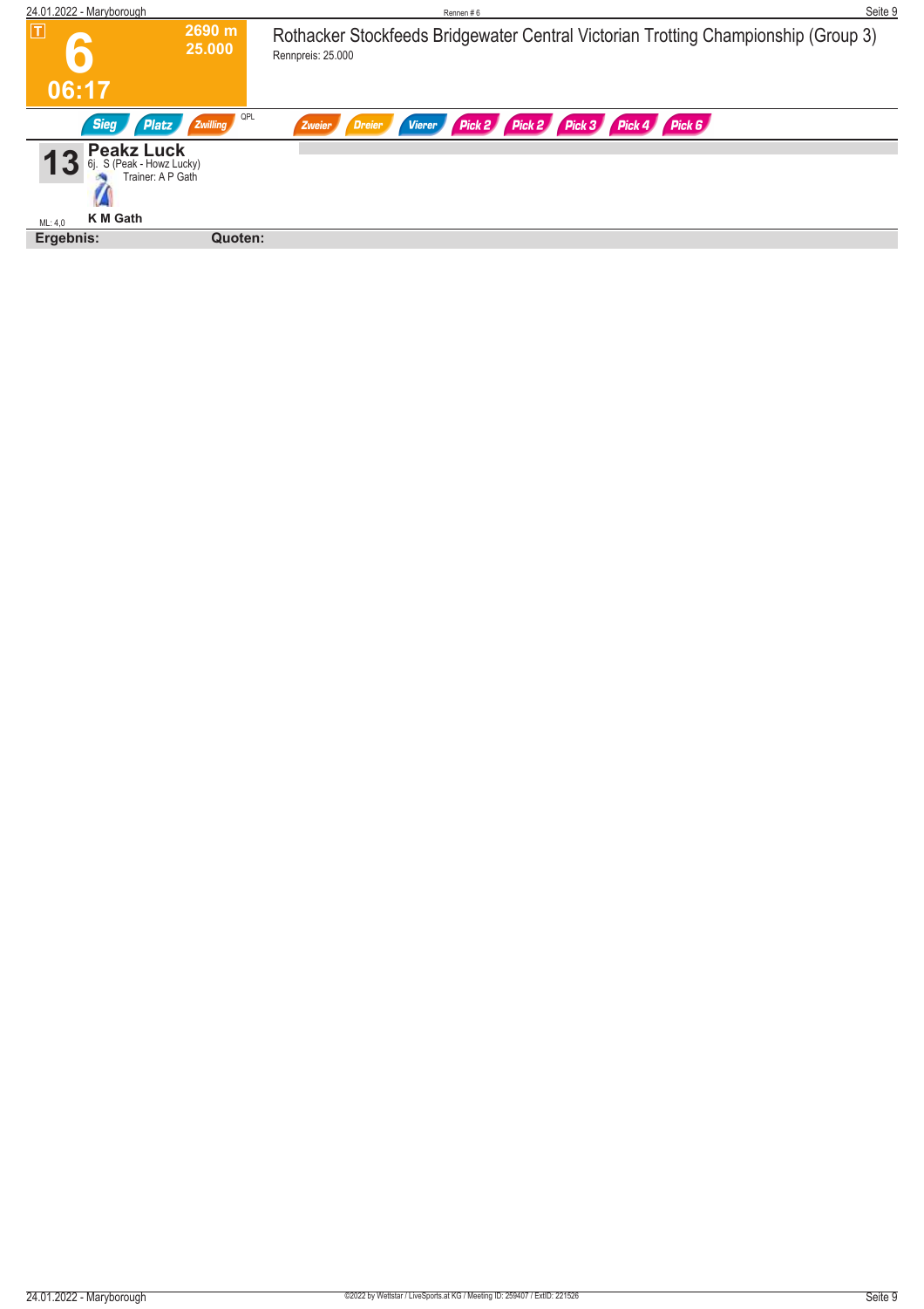T

# 6

2690 m
25.000

06:17

## Rothacker Stockfeeds Bridgewater Central Victorian Trotting Championship (Group 3)

Rennpreis: 25.000

Sieg | Platz | Zwilling | QPL | Zweier | Dreier | Vierer | Pick 2 | Pick 2 | Pick 3 | Pick 4 | Pick 6

**13** **Peakz Luck**
6j. S (Peak - Howz Lucky)
Trainer: A P Gath

ML: 4,0 **K M Gath**

**Ergebnis:** **Quoten:**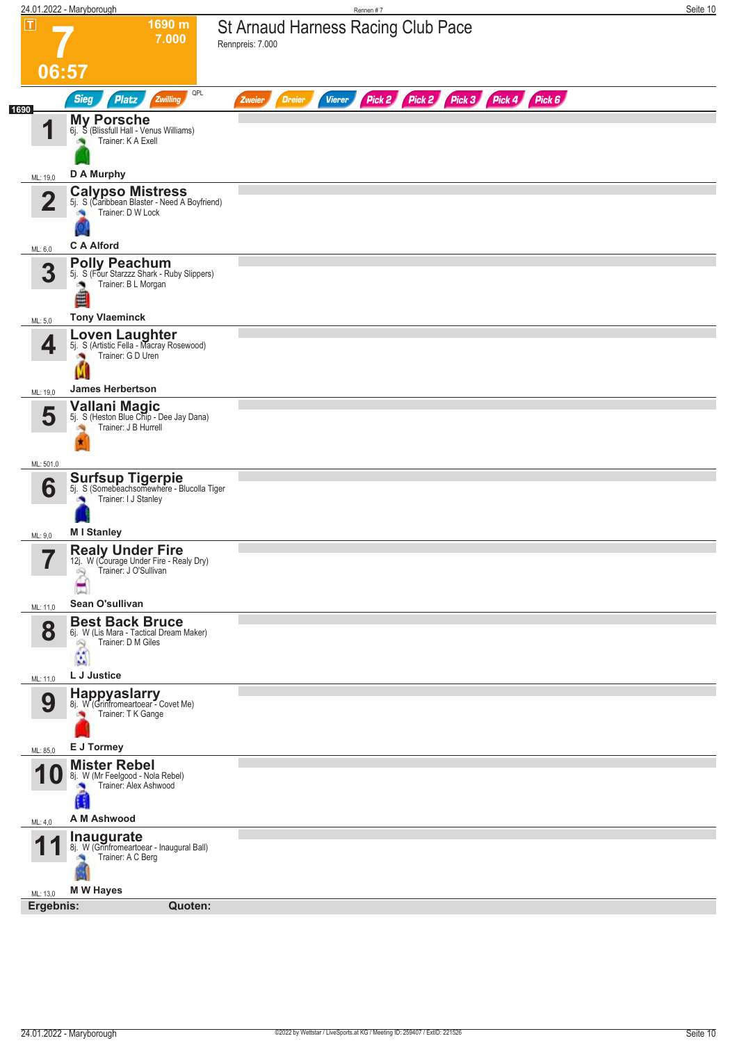# 7

**1690 m**
**7.000**

**06:57**

## St Arnaud Harness Racing Club Pace

Rennpreis: 7.000

Sieg | Platz | Zwilling | QPL | Zweier | Dreier | Vierer | Pick 2 | Pick 2 | Pick 3 | Pick 4 | Pick 6

1690

| Nr. | Pferd | Details | Trainer | Fahrer | ML |
|---|---|---|---|---|---|
| 1 | **My Porsche** | 6j. S (Blissfull Hall - Venus Williams) | K A Exell | D A Murphy | 19,0 |
| 2 | **Calypso Mistress** | 5j. S (Caribbean Blaster - Need A Boyfriend) | D W Lock | C A Alford | 6,0 |
| 3 | **Polly Peachum** | 5j. S (Four Starzzz Shark - Ruby Slippers) | B L Morgan | Tony Vlaeminck | 5,0 |
| 4 | **Loven Laughter** | 5j. S (Artistic Fella - Macray Rosewood) | G D Uren | James Herbertson | 19,0 |
| 5 | **Vallani Magic** | 5j. S (Heston Blue Chip - Dee Jay Dana) | J B Hurrell | | 501,0 |
| 6 | **Surfsup Tigerpie** | 5j. S (Somebeachsomewhere - Blucolla Tiger | I J Stanley | M I Stanley | 9,0 |
| 7 | **Realy Under Fire** | 12j. W (Courage Under Fire - Realy Dry) | J O'Sullivan | Sean O'sullivan | 11,0 |
| 8 | **Best Back Bruce** | 6j. W (Lis Mara - Tactical Dream Maker) | D M Giles | L J Justice | 11,0 |
| 9 | **Happyaslarry** | 8j. W (Grinfromeartoear - Covet Me) | T K Gange | E J Tormey | 85,0 |
| 10 | **Mister Rebel** | 8j. W (Mr Feelgood - Nola Rebel) | Alex Ashwood | A M Ashwood | 4,0 |
| 11 | **Inaugurate** | 8j. W (Grinfromeartoear - Inaugural Ball) | A C Berg | M W Hayes | 13,0 |

**Ergebnis:** **Quoten:**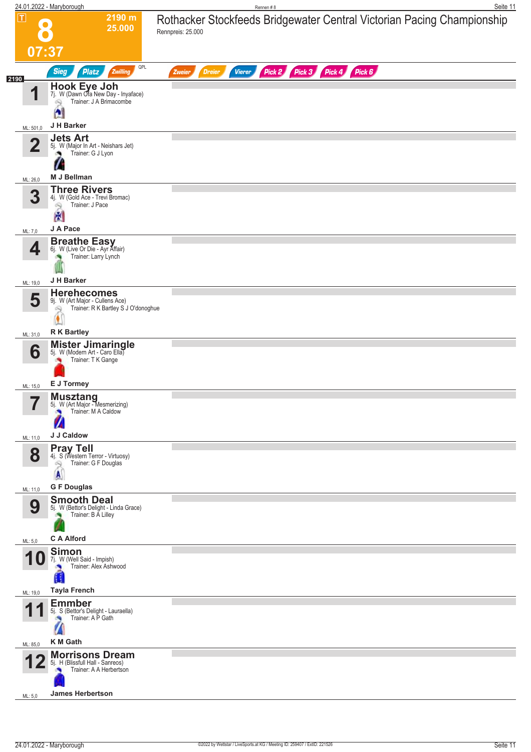# 8

**2190 m**
**25.000**

**07:37**

## Rothacker Stockfeeds Bridgewater Central Victorian Pacing Championship

Rennpreis: 25.000

Sieg | Platz | Zwilling | QPL | Zweier | Dreier | Vierer | Pick 2 | Pick 3 | Pick 4 | Pick 6

2190

| Nr. | Pferd | Details | Trainer | Fahrer | ML |
|---|---|---|---|---|---|
| 1 | **Hook Eye Joh** | 7j. W (Dawn Ofa New Day - Inyaface) | Trainer: J A Brimacombe | J H Barker | ML: 501,0 |
| 2 | **Jets Art** | 5j. W (Major In Art - Neishars Jet) | Trainer: G J Lyon | M J Bellman | ML: 26,0 |
| 3 | **Three Rivers** | 4j. W (Gold Ace - Trevi Bromac) | Trainer: J Pace | J A Pace | ML: 7,0 |
| 4 | **Breathe Easy** | 6j. W (Live Or Die - Ayr Affair) | Trainer: Larry Lynch | J H Barker | ML: 19,0 |
| 5 | **Herehecomes** | 9j. W (Art Major - Cullens Ace) | Trainer: R K Bartley S J O'donoghue | R K Bartley | ML: 31,0 |
| 6 | **Mister Jimaringle** | 5j. W (Modern Art - Caro Ella) | Trainer: T K Gange | E J Tormey | ML: 15,0 |
| 7 | **Musztang** | 5j. W (Art Major - Mesmerizing) | Trainer: M A Caldow | J J Caldow | ML: 11,0 |
| 8 | **Pray Tell** | 4j. S (Western Terror - Virtuosy) | Trainer: G F Douglas | G F Douglas | ML: 11,0 |
| 9 | **Smooth Deal** | 5j. W (Bettor's Delight - Linda Grace) | Trainer: B A Lilley | C A Alford | ML: 5,0 |
| 10 | **Simon** | 7j. W (Well Said - Impish) | Trainer: Alex Ashwood | Tayla French | ML: 19,0 |
| 11 | **Emmber** | 5j. S (Bettor's Delight - Lauraella) | Trainer: A P Gath | K M Gath | ML: 85,0 |
| 12 | **Morrisons Dream** | 5j. H (Blissfull Hall - Sanreos) | Trainer: A A Herbertson | James Herbertson | ML: 5,0 |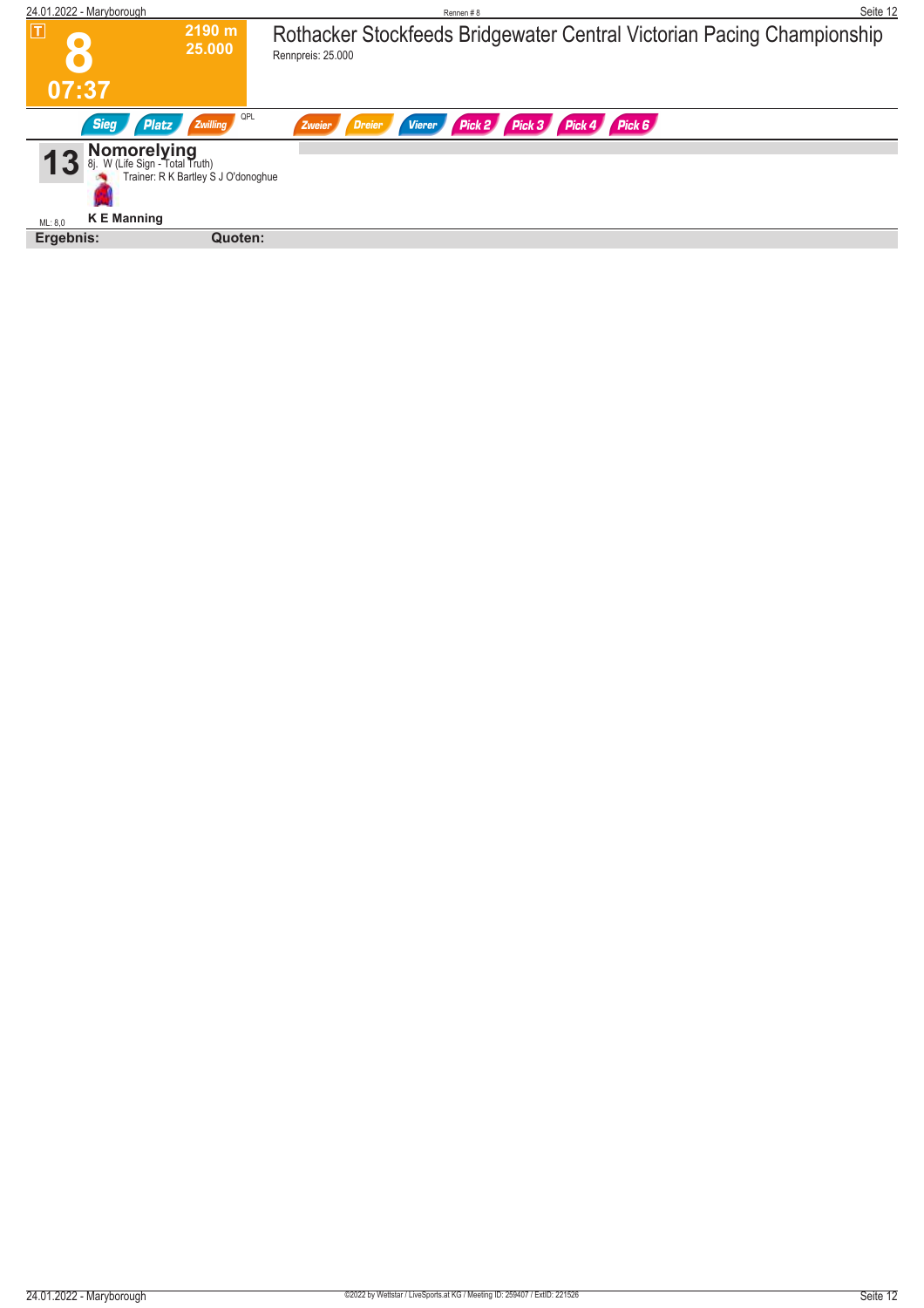T

# 8

07:37

2190 m
25.000

# Rothacker Stockfeeds Bridgewater Central Victorian Pacing Championship

Rennpreis: 25.000

Sieg Platz Zwilling QPL Zweier Dreier Vierer Pick 2 Pick 3 Pick 4 Pick 6

**13** **Nomorelying**
8j. W (Life Sign - Total Truth)
Trainer: R K Bartley S J O'donoghue

ML: 8,0 **K E Manning**

**Ergebnis:** **Quoten:**